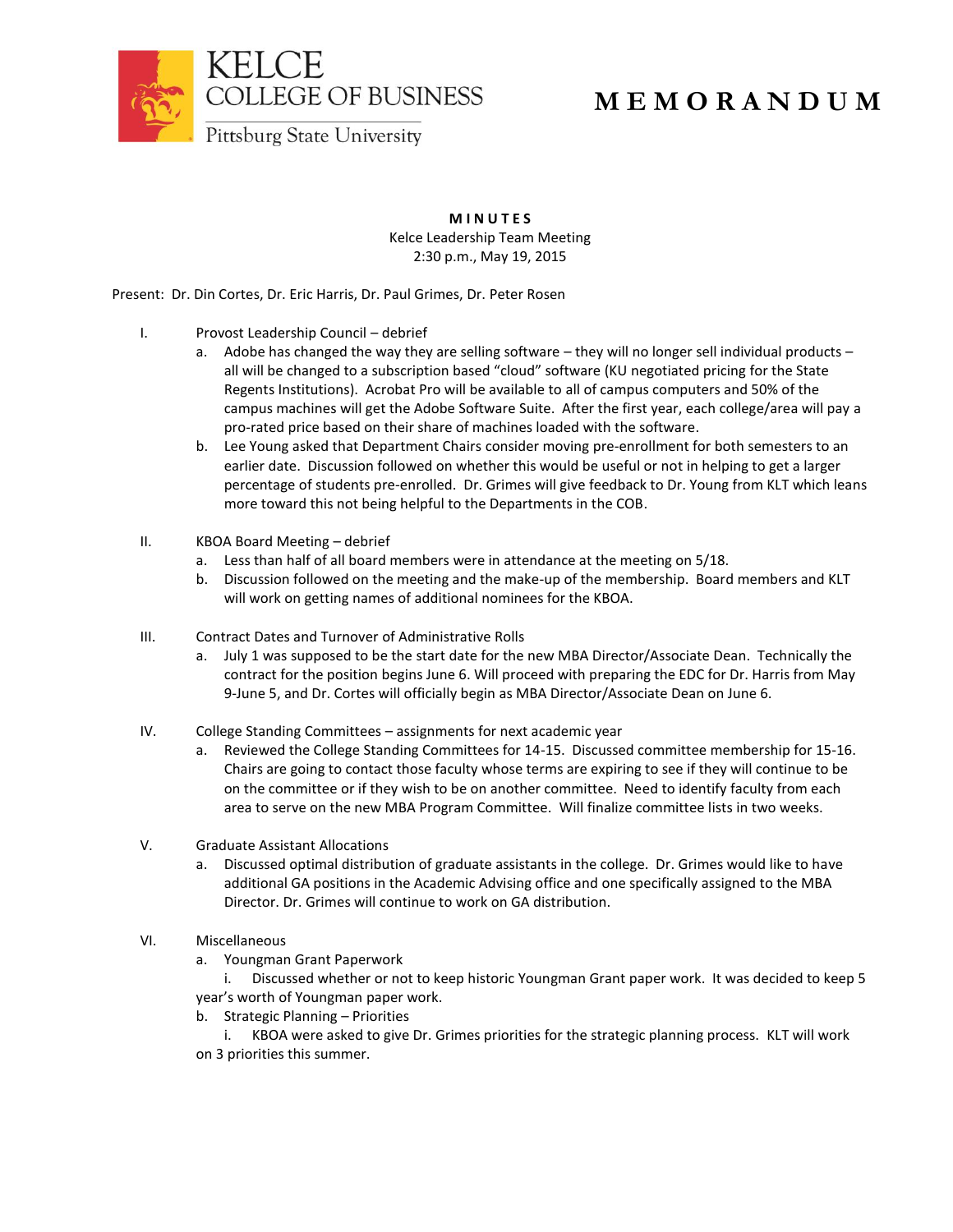KELCE
COLLEGE OF BUSINESS
Pittsburg State University

# MEMORANDUM

**MINUTES**
Kelce Leadership Team Meeting
2:30 p.m., May 19, 2015

Present: Dr. Din Cortes, Dr. Eric Harris, Dr. Paul Grimes, Dr. Peter Rosen

I. Provost Leadership Council – debrief
   a. Adobe has changed the way they are selling software – they will no longer sell individual products – all will be changed to a subscription based "cloud" software (KU negotiated pricing for the State Regents Institutions). Acrobat Pro will be available to all of campus computers and 50% of the campus machines will get the Adobe Software Suite. After the first year, each college/area will pay a pro-rated price based on their share of machines loaded with the software.
   b. Lee Young asked that Department Chairs consider moving pre-enrollment for both semesters to an earlier date. Discussion followed on whether this would be useful or not in helping to get a larger percentage of students pre-enrolled. Dr. Grimes will give feedback to Dr. Young from KLT which leans more toward this not being helpful to the Departments in the COB.

II. KBOA Board Meeting – debrief
   a. Less than half of all board members were in attendance at the meeting on 5/18.
   b. Discussion followed on the meeting and the make-up of the membership. Board members and KLT will work on getting names of additional nominees for the KBOA.

III. Contract Dates and Turnover of Administrative Rolls
   a. July 1 was supposed to be the start date for the new MBA Director/Associate Dean. Technically the contract for the position begins June 6. Will proceed with preparing the EDC for Dr. Harris from May 9-June 5, and Dr. Cortes will officially begin as MBA Director/Associate Dean on June 6.

IV. College Standing Committees – assignments for next academic year
   a. Reviewed the College Standing Committees for 14-15. Discussed committee membership for 15-16. Chairs are going to contact those faculty whose terms are expiring to see if they will continue to be on the committee or if they wish to be on another committee. Need to identify faculty from each area to serve on the new MBA Program Committee. Will finalize committee lists in two weeks.

V. Graduate Assistant Allocations
   a. Discussed optimal distribution of graduate assistants in the college. Dr. Grimes would like to have additional GA positions in the Academic Advising office and one specifically assigned to the MBA Director. Dr. Grimes will continue to work on GA distribution.

VI. Miscellaneous
   a. Youngman Grant Paperwork
      i. Discussed whether or not to keep historic Youngman Grant paper work. It was decided to keep 5 year's worth of Youngman paper work.
   b. Strategic Planning – Priorities
      i. KBOA were asked to give Dr. Grimes priorities for the strategic planning process. KLT will work on 3 priorities this summer.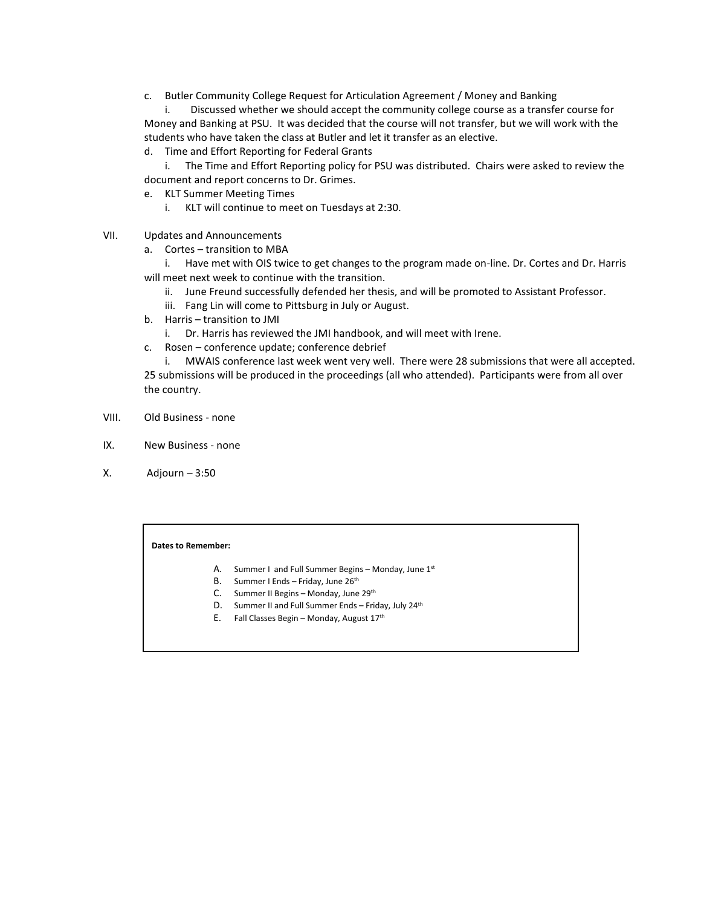c. Butler Community College Request for Articulation Agreement / Money and Banking

   i. Discussed whether we should accept the community college course as a transfer course for Money and Banking at PSU. It was decided that the course will not transfer, but we will work with the students who have taken the class at Butler and let it transfer as an elective.

d. Time and Effort Reporting for Federal Grants

   i. The Time and Effort Reporting policy for PSU was distributed. Chairs were asked to review the document and report concerns to Dr. Grimes.

e. KLT Summer Meeting Times

   i. KLT will continue to meet on Tuesdays at 2:30.

VII. Updates and Announcements

a. Cortes – transition to MBA

   i. Have met with OIS twice to get changes to the program made on-line. Dr. Cortes and Dr. Harris will meet next week to continue with the transition.

   ii. June Freund successfully defended her thesis, and will be promoted to Assistant Professor.

   iii. Fang Lin will come to Pittsburg in July or August.

b. Harris – transition to JMI

   i. Dr. Harris has reviewed the JMI handbook, and will meet with Irene.

c. Rosen – conference update; conference debrief

   i. MWAIS conference last week went very well. There were 28 submissions that were all accepted. 25 submissions will be produced in the proceedings (all who attended). Participants were from all over the country.

VIII. Old Business - none

IX. New Business - none

X. Adjourn – 3:50

**Dates to Remember:**

A. Summer I and Full Summer Begins – Monday, June 1st
B. Summer I Ends – Friday, June 26th
C. Summer II Begins – Monday, June 29th
D. Summer II and Full Summer Ends – Friday, July 24th
E. Fall Classes Begin – Monday, August 17th